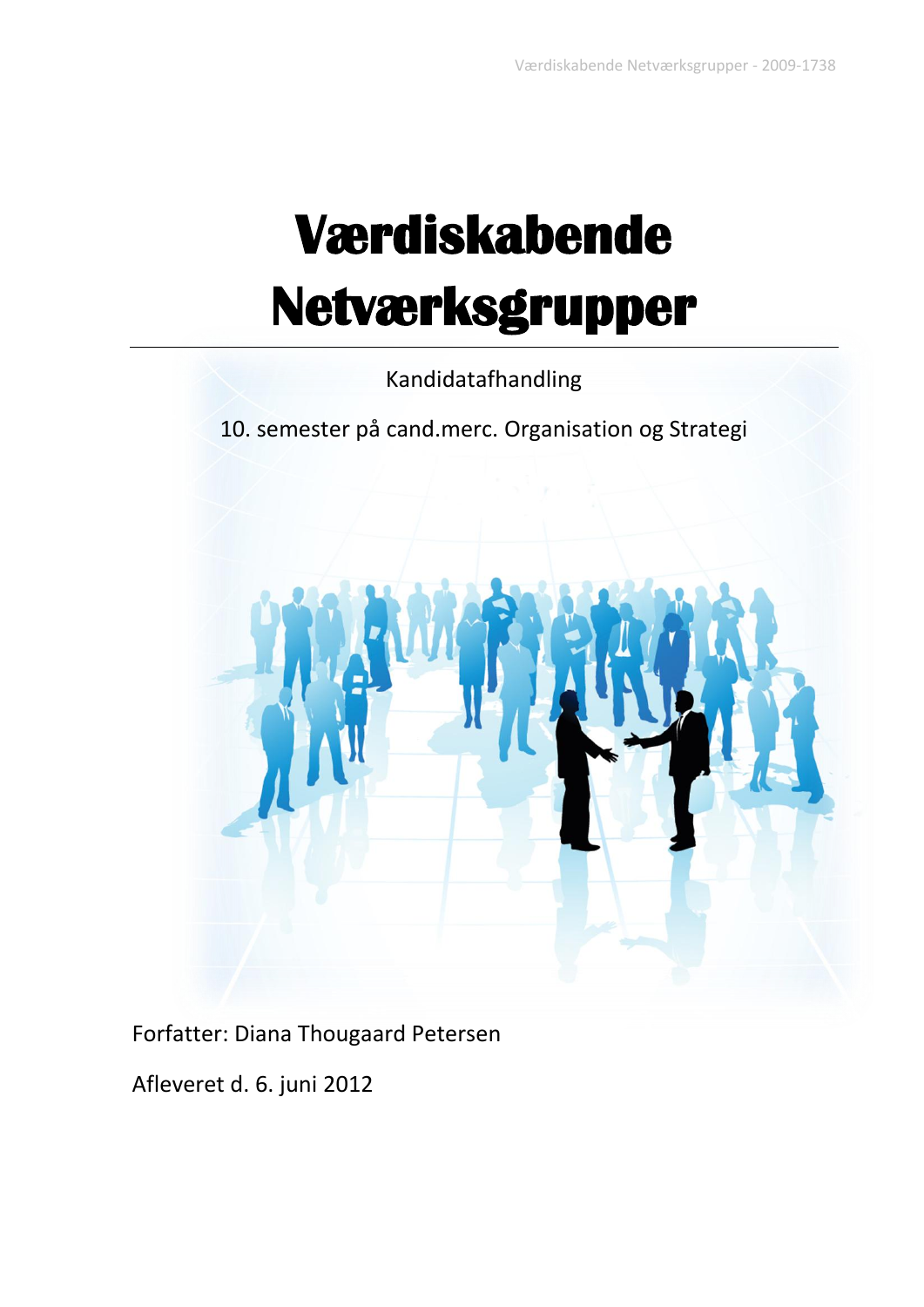# Værdiskabende Netværksgrupper

Kandidatafhandling

10. semester på cand.merc. Organisation og Strategi

Forfatter: Diana Thougaard Petersen

Afleveret d. 6. juni 2012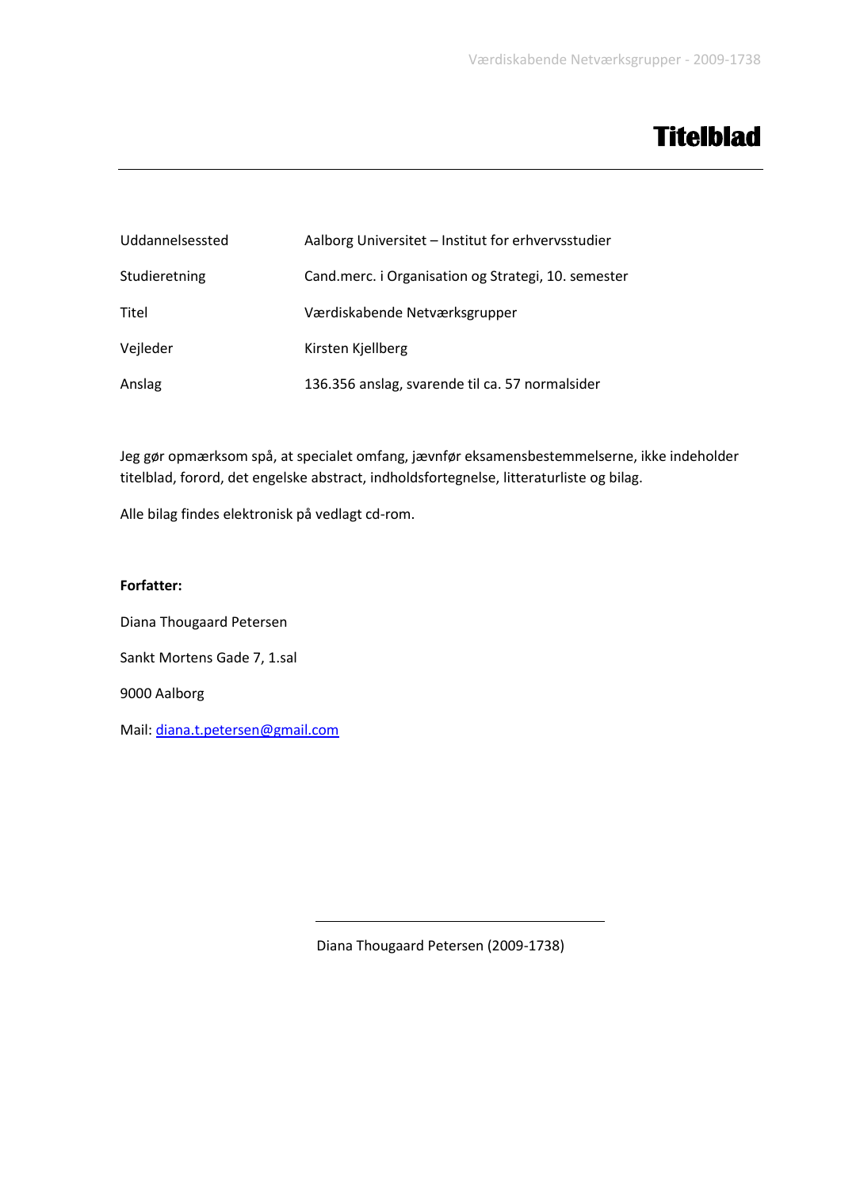# Titelblad

| | |
|---|---|
| Uddannelsessted | Aalborg Universitet – Institut for erhvervsstudier |
| Studieretning | Cand.merc. i Organisation og Strategi, 10. semester |
| Titel | Værdiskabende Netværksgrupper |
| Vejleder | Kirsten Kjellberg |
| Anslag | 136.356 anslag, svarende til ca. 57 normalsider |

Jeg gør opmærksom spå, at specialet omfang, jævnfør eksamensbestemmelserne, ikke indeholder titelblad, forord, det engelske abstract, indholdsfortegnelse, litteraturliste og bilag.

Alle bilag findes elektronisk på vedlagt cd-rom.

**Forfatter:**

Diana Thougaard Petersen

Sankt Mortens Gade 7, 1.sal

9000 Aalborg

Mail: diana.t.petersen@gmail.com

Diana Thougaard Petersen (2009-1738)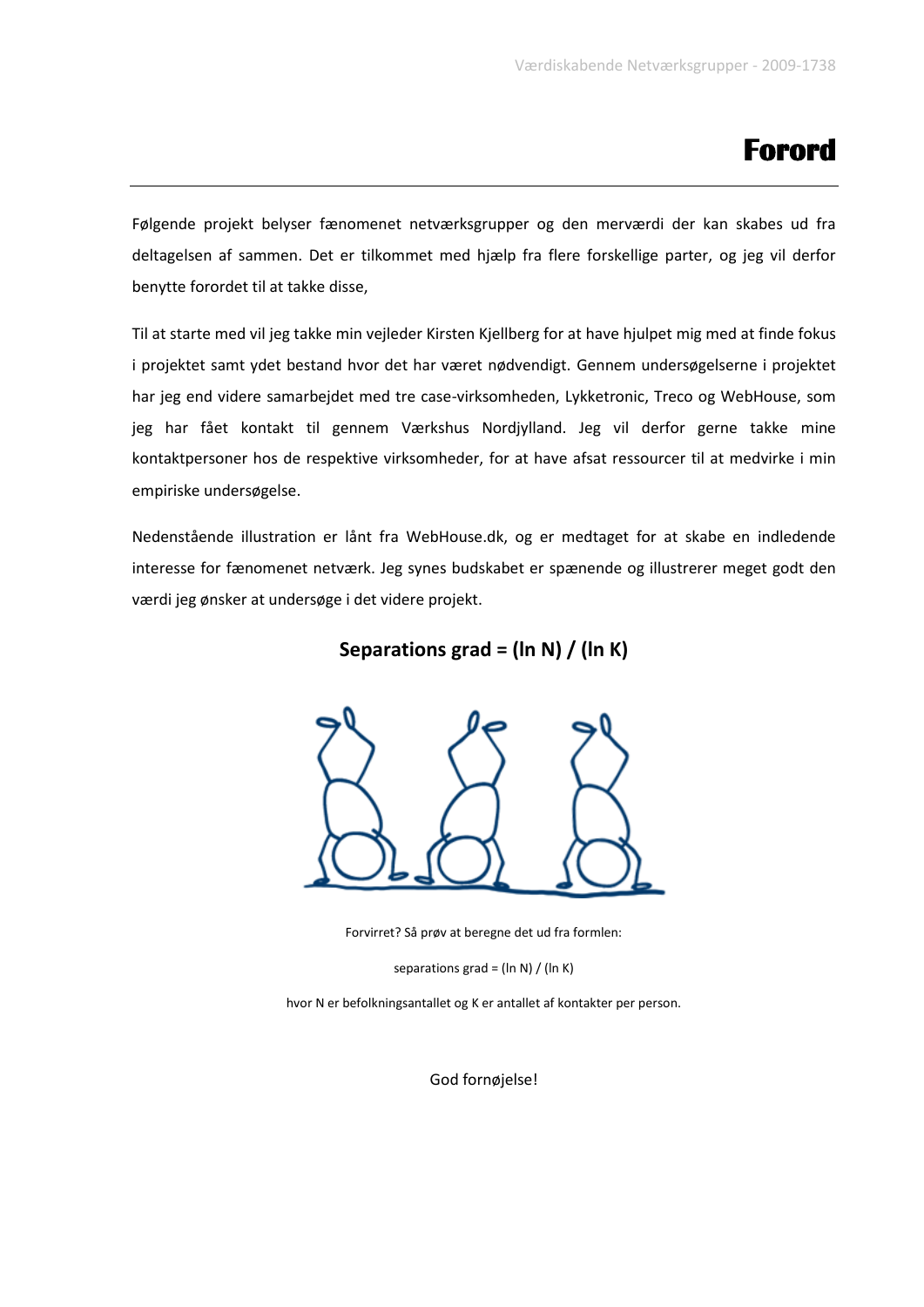# Forord

Følgende projekt belyser fænomenet netværksgrupper og den merværdi der kan skabes ud fra deltagelsen af sammen. Det er tilkommet med hjælp fra flere forskellige parter, og jeg vil derfor benytte forordet til at takke disse,

Til at starte med vil jeg takke min vejleder Kirsten Kjellberg for at have hjulpet mig med at finde fokus i projektet samt ydet bestand hvor det har været nødvendigt. Gennem undersøgelserne i projektet har jeg end videre samarbejdet med tre case-virksomheden, Lykketronic, Treco og WebHouse, som jeg har fået kontakt til gennem Værkshus Nordjylland. Jeg vil derfor gerne takke mine kontaktpersoner hos de respektive virksomheder, for at have afsat ressourcer til at medvirke i min empiriske undersøgelse.

Nedenstående illustration er lånt fra WebHouse.dk, og er medtaget for at skabe en indledende interesse for fænomenet netværk. Jeg synes budskabet er spænende og illustrerer meget godt den værdi jeg ønsker at undersøge i det videre projekt.

**Separations grad = (ln N) / (ln K)**

Forvirret? Så prøv at beregne det ud fra formlen:

separations grad = (ln N) / (ln K)

hvor N er befolkningsantallet og K er antallet af kontakter per person.

God fornøjelse!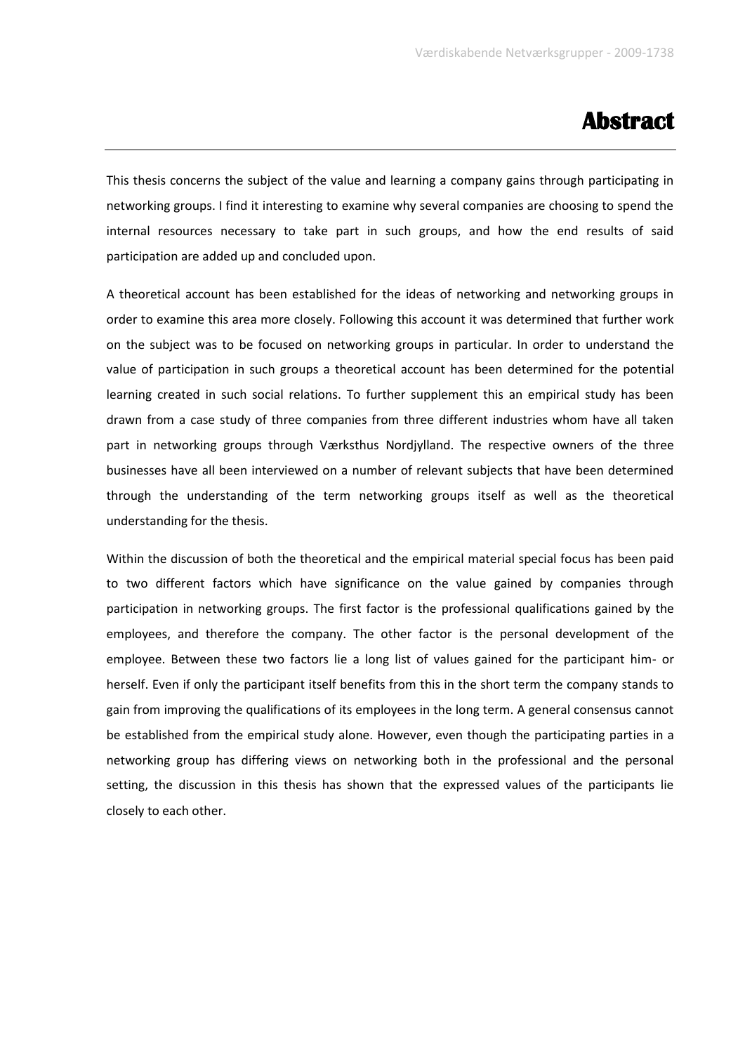# Abstract

This thesis concerns the subject of the value and learning a company gains through participating in networking groups. I find it interesting to examine why several companies are choosing to spend the internal resources necessary to take part in such groups, and how the end results of said participation are added up and concluded upon.

A theoretical account has been established for the ideas of networking and networking groups in order to examine this area more closely. Following this account it was determined that further work on the subject was to be focused on networking groups in particular. In order to understand the value of participation in such groups a theoretical account has been determined for the potential learning created in such social relations. To further supplement this an empirical study has been drawn from a case study of three companies from three different industries whom have all taken part in networking groups through Værksthus Nordjylland. The respective owners of the three businesses have all been interviewed on a number of relevant subjects that have been determined through the understanding of the term networking groups itself as well as the theoretical understanding for the thesis.

Within the discussion of both the theoretical and the empirical material special focus has been paid to two different factors which have significance on the value gained by companies through participation in networking groups. The first factor is the professional qualifications gained by the employees, and therefore the company. The other factor is the personal development of the employee. Between these two factors lie a long list of values gained for the participant him- or herself. Even if only the participant itself benefits from this in the short term the company stands to gain from improving the qualifications of its employees in the long term. A general consensus cannot be established from the empirical study alone. However, even though the participating parties in a networking group has differing views on networking both in the professional and the personal setting, the discussion in this thesis has shown that the expressed values of the participants lie closely to each other.